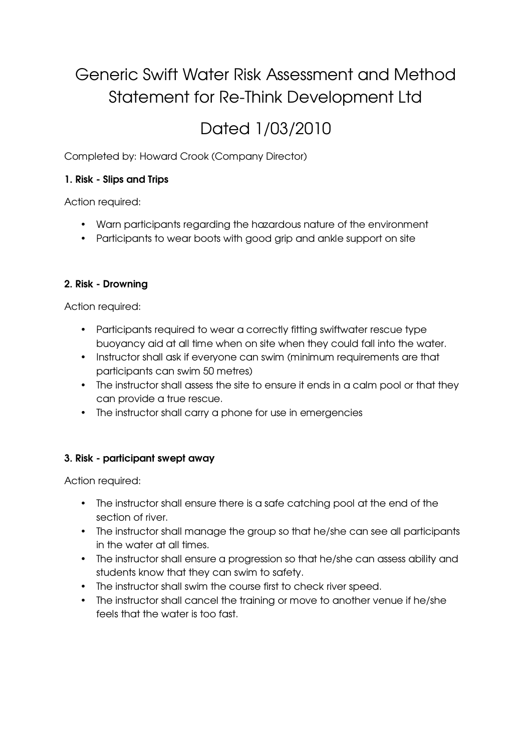# Generic Swift Water Risk Assessment and Method Statement for Re-Think Development Ltd

# Dated 1/03/2010

Completed by: Howard Crook (Company Director)

### 1. Risk - Slips and Trips

Action required:

- Warn participants regarding the hazardous nature of the environment
- Participants to wear boots with good grip and ankle support on site

### 2. Risk - Drowning

Action required:

- Participants required to wear a correctly fitting swiftwater rescue type buoyancy aid at all time when on site when they could fall into the water.
- Instructor shall ask if everyone can swim (minimum requirements are that participants can swim 50 metres)
- The instructor shall assess the site to ensure it ends in a calm pool or that they can provide a true rescue.
- The instructor shall carry a phone for use in emergencies

### 3. Risk - participant swept away

Action required:

- The instructor shall ensure there is a safe catching pool at the end of the section of river.
- The instructor shall manage the group so that he/she can see all participants in the water at all times.
- The instructor shall ensure a progression so that he/she can assess ability and students know that they can swim to safety.
- The instructor shall swim the course first to check river speed.
- The instructor shall cancel the training or move to another venue if he/she feels that the water is too fast.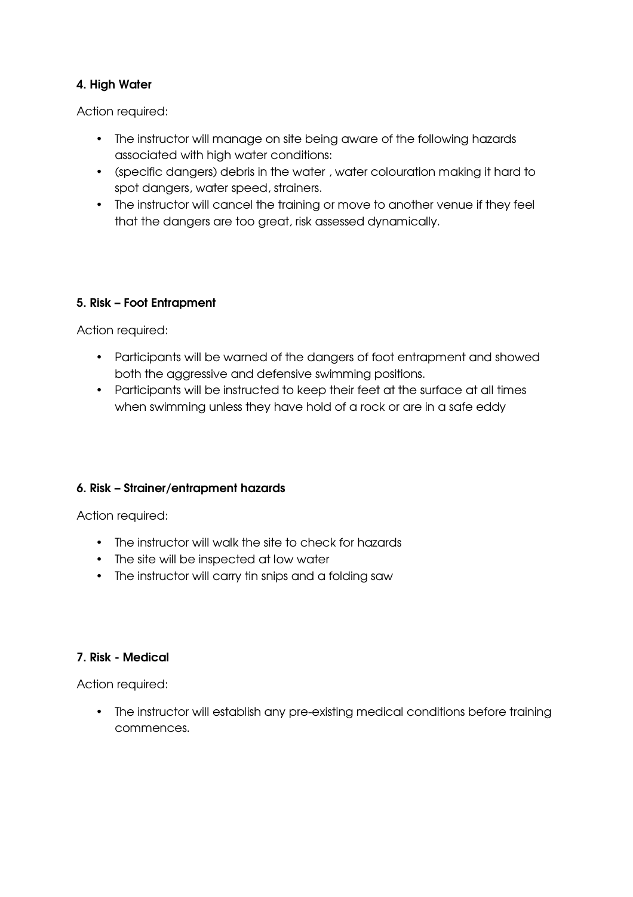**4. High Water**

Action required:

- The instructor will manage on site being aware of the following hazards associated with high water conditions:
- (specific dangers) debris in the water , water colouration making it hard to spot dangers, water speed, strainers.
- The instructor will cancel the training or move to another venue if they feel that the dangers are too great, risk assessed dynamically.

**5. Risk – Foot Entrapment**

Action required:

- Participants will be warned of the dangers of foot entrapment and showed both the aggressive and defensive swimming positions.
- Participants will be instructed to keep their feet at the surface at all times when swimming unless they have hold of a rock or are in a safe eddy

**6. Risk – Strainer/entrapment hazards**

Action required:

- The instructor will walk the site to check for hazards
- The site will be inspected at low water
- The instructor will carry tin snips and a folding saw

**7. Risk - Medical**

Action required:

- The instructor will establish any pre-existing medical conditions before training commences.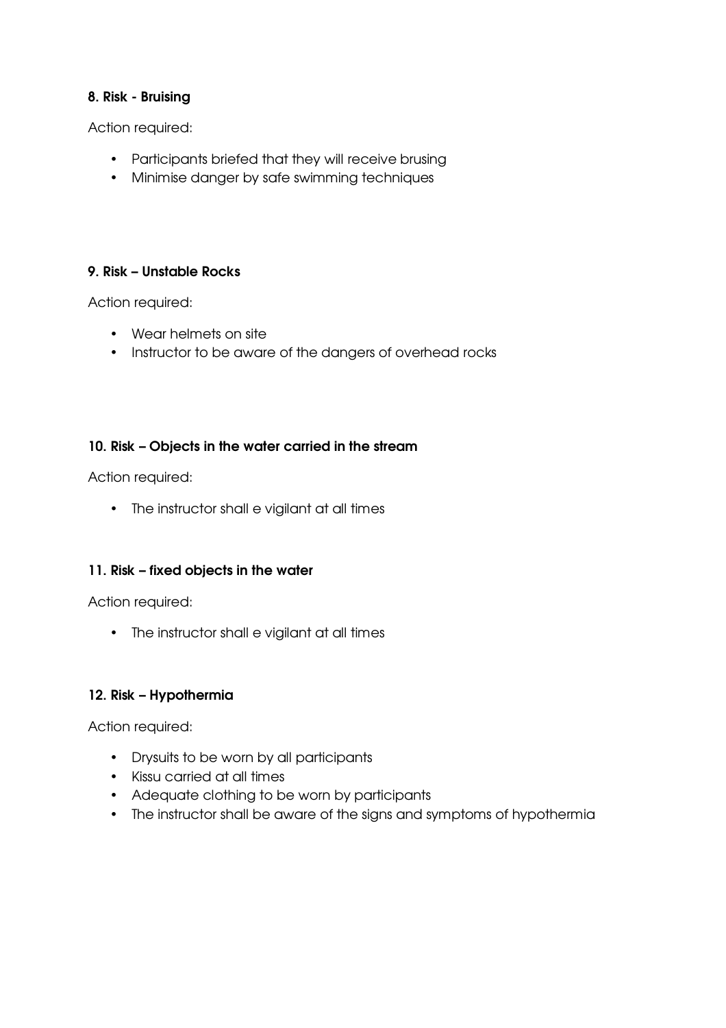**8. Risk - Bruising**

Action required:

- Participants briefed that they will receive brusing
- Minimise danger by safe swimming techniques

**9. Risk – Unstable Rocks**

Action required:

- Wear helmets on site
- Instructor to be aware of the dangers of overhead rocks

**10. Risk – Objects in the water carried in the stream**

Action required:

- The instructor shall e vigilant at all times

**11. Risk – fixed objects in the water**

Action required:

- The instructor shall e vigilant at all times

**12. Risk – Hypothermia**

Action required:

- Drysuits to be worn by all participants
- Kissu carried at all times
- Adequate clothing to be worn by participants
- The instructor shall be aware of the signs and symptoms of hypothermia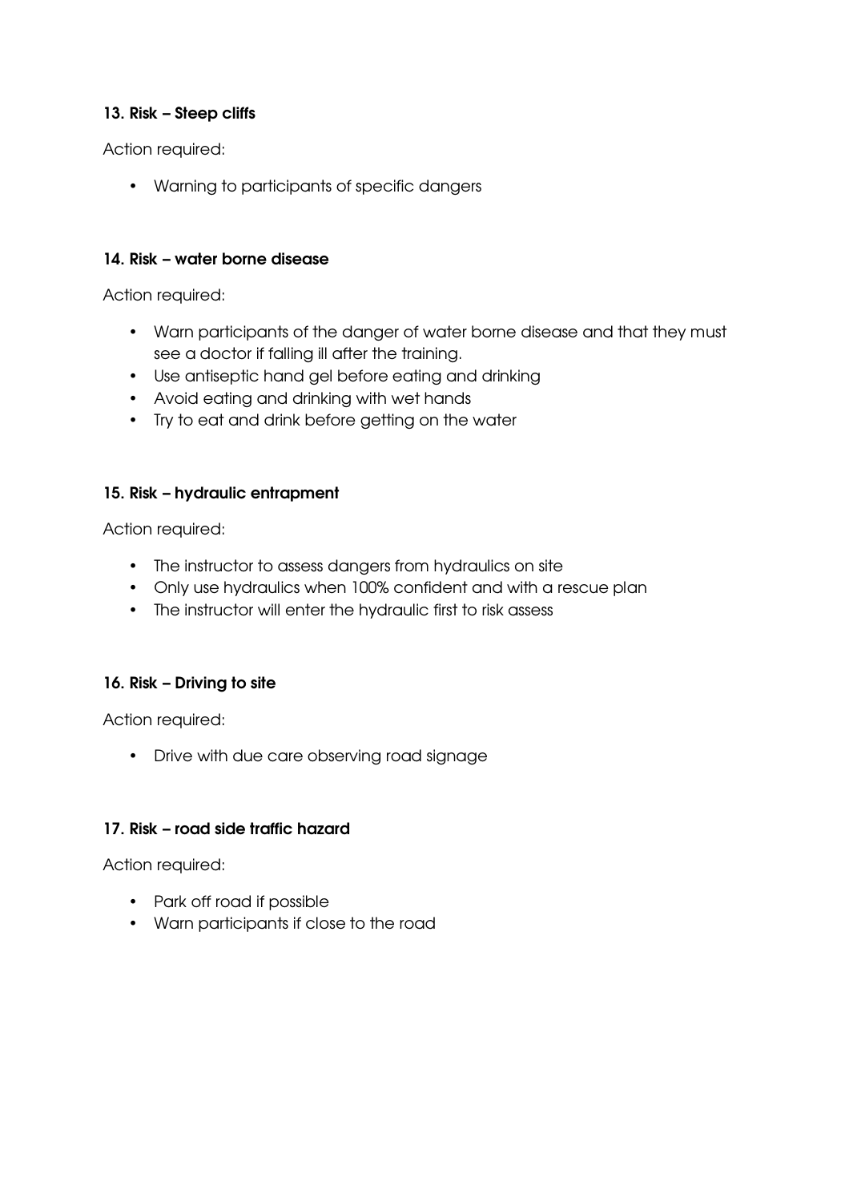**13. Risk – Steep cliffs**

Action required:

- Warning to participants of specific dangers

**14. Risk – water borne disease**

Action required:

- Warn participants of the danger of water borne disease and that they must see a doctor if falling ill after the training.
- Use antiseptic hand gel before eating and drinking
- Avoid eating and drinking with wet hands
- Try to eat and drink before getting on the water

**15. Risk – hydraulic entrapment**

Action required:

- The instructor to assess dangers from hydraulics on site
- Only use hydraulics when 100% confident and with a rescue plan
- The instructor will enter the hydraulic first to risk assess

**16. Risk – Driving to site**

Action required:

- Drive with due care observing road signage

**17. Risk – road side traffic hazard**

Action required:

- Park off road if possible
- Warn participants if close to the road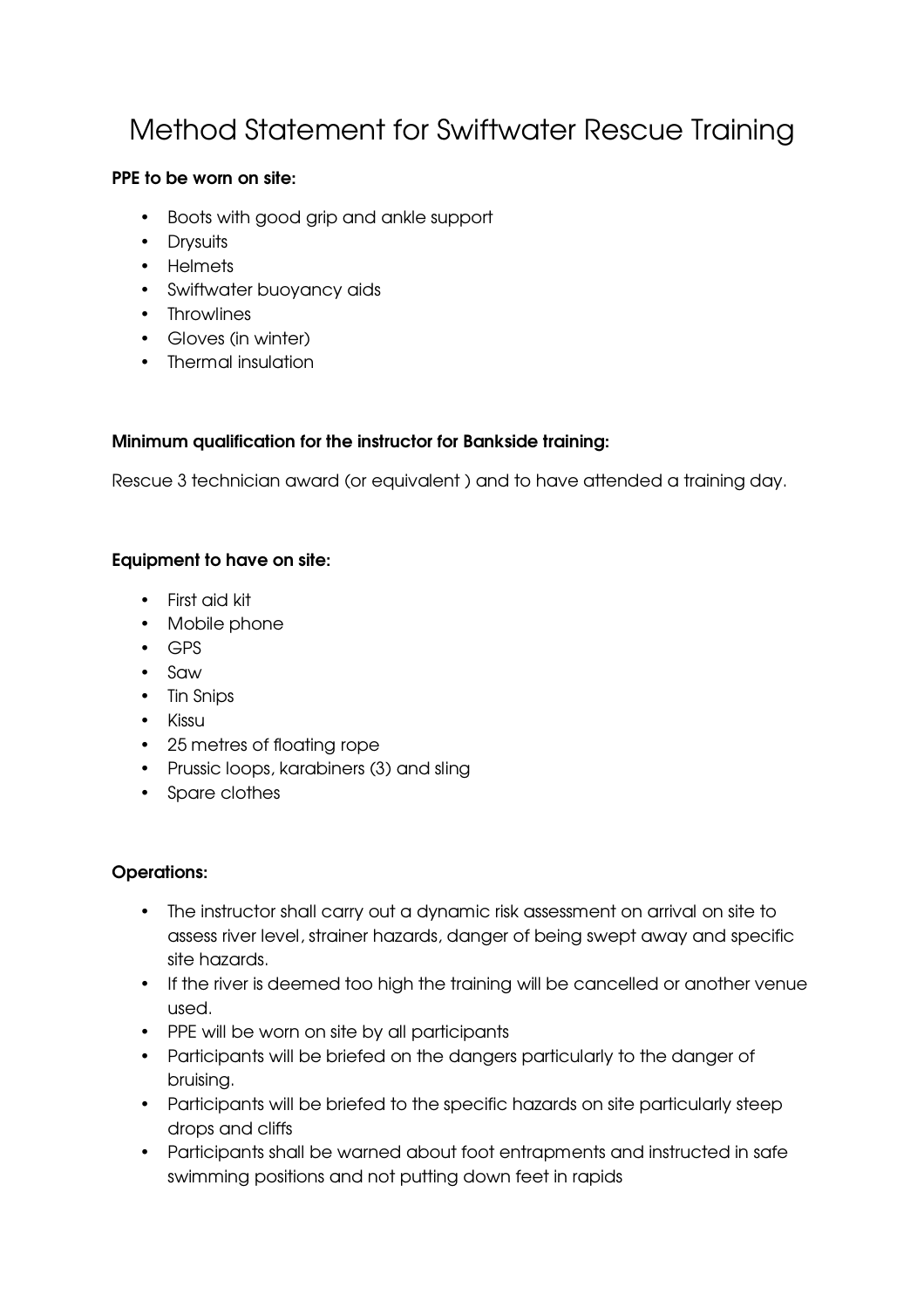# Method Statement for Swiftwater Rescue Training

**PPE to be worn on site:**

- Boots with good grip and ankle support
- Drysuits
- Helmets
- Swiftwater buoyancy aids
- Throwlines
- Gloves (in winter)
- Thermal insulation

**Minimum qualification for the instructor for Bankside training:**

Rescue 3 technician award (or equivalent ) and to have attended a training day.

**Equipment to have on site:**

- First aid kit
- Mobile phone
- GPS
- Saw
- Tin Snips
- Kissu
- 25 metres of floating rope
- Prussic loops, karabiners (3) and sling
- Spare clothes

**Operations:**

- The instructor shall carry out a dynamic risk assessment on arrival on site to assess river level, strainer hazards, danger of being swept away and specific site hazards.
- If the river is deemed too high the training will be cancelled or another venue used.
- PPE will be worn on site by all participants
- Participants will be briefed on the dangers particularly to the danger of bruising.
- Participants will be briefed to the specific hazards on site particularly steep drops and cliffs
- Participants shall be warned about foot entrapments and instructed in safe swimming positions and not putting down feet in rapids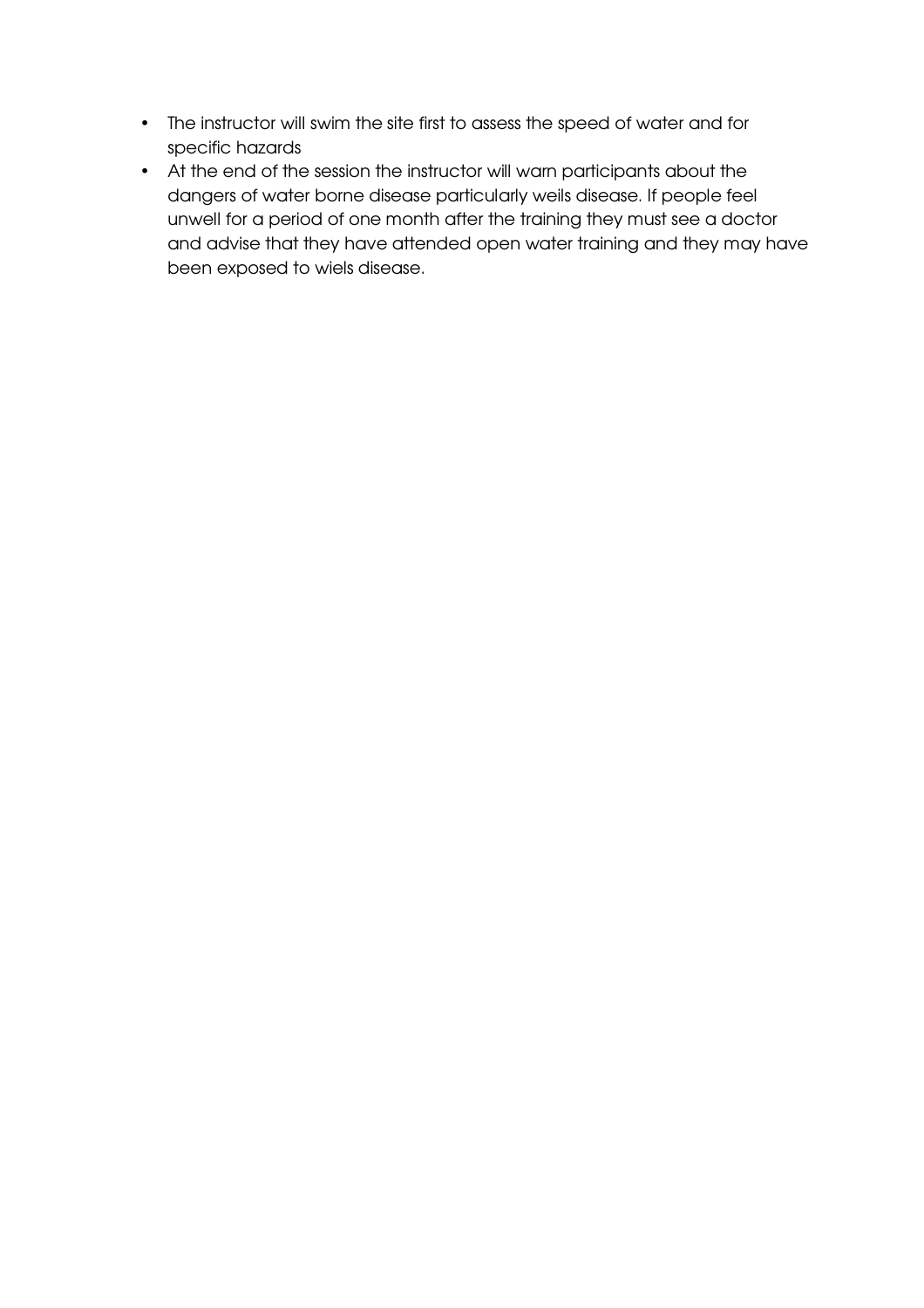- The instructor will swim the site first to assess the speed of water and for specific hazards
- At the end of the session the instructor will warn participants about the dangers of water borne disease particularly weils disease. If people feel unwell for a period of one month after the training they must see a doctor and advise that they have attended open water training and they may have been exposed to wiels disease.